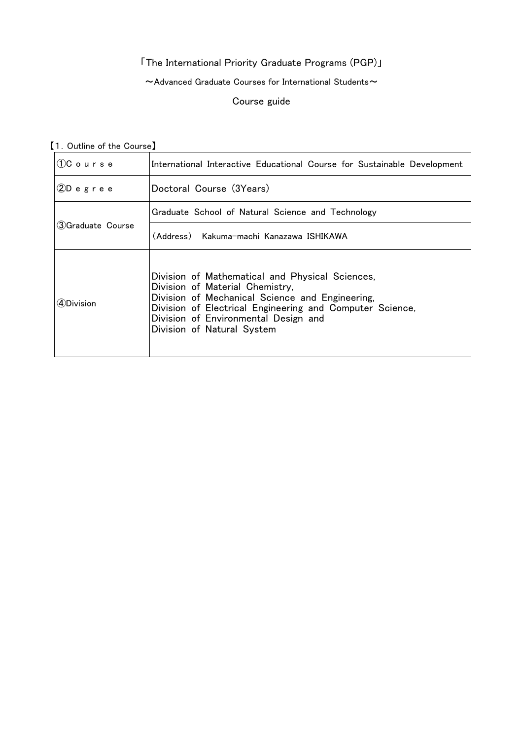# 「The International Priority Graduate Programs (PGP)」

～Advanced Graduate Courses for International Students～

Course guide

【1. Outline of the Course】

| | | |
|---|---|---|
| ①C o u r s e | International Interactive Educational Course for Sustainable Development | |
| ②D e g r e e | Doctoral Course (3Years) | |
| ③Graduate Course | Graduate School of Natural Science and Technology | (Address) Kakuma-machi Kanazawa ISHIKAWA |
| ④Division | Division of Mathematical and Physical Sciences,<br>Division of Material Chemistry,<br>Division of Mechanical Science and Engineering,<br>Division of Electrical Engineering and Computer Science,<br>Division of Environmental Design and<br>Division of Natural System | |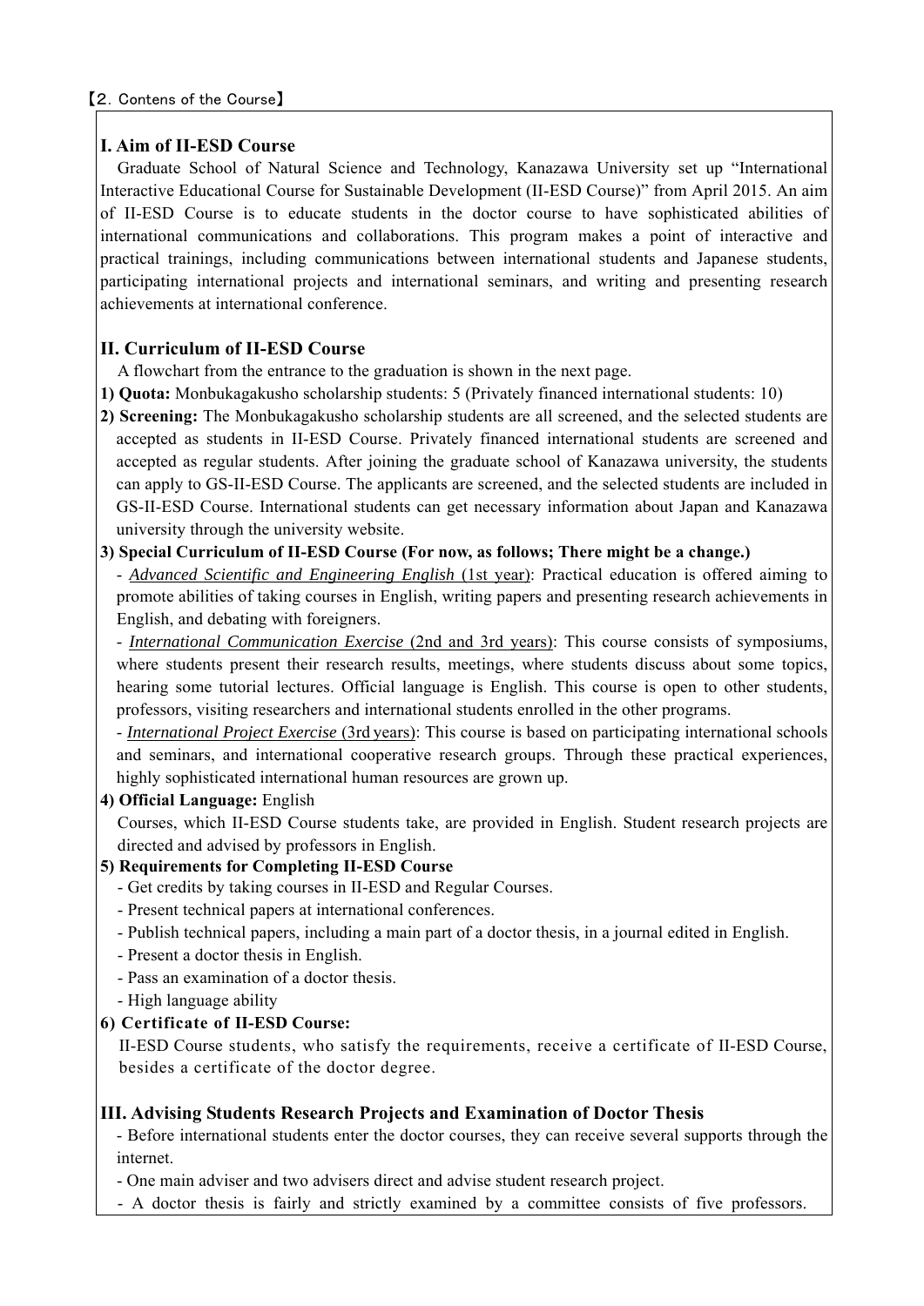【2. Contens of the Course】

## I. Aim of II-ESD Course

Graduate School of Natural Science and Technology, Kanazawa University set up "International Interactive Educational Course for Sustainable Development (II-ESD Course)" from April 2015. An aim of II-ESD Course is to educate students in the doctor course to have sophisticated abilities of international communications and collaborations. This program makes a point of interactive and practical trainings, including communications between international students and Japanese students, participating international projects and international seminars, and writing and presenting research achievements at international conference.

## II. Curriculum of II-ESD Course

A flowchart from the entrance to the graduation is shown in the next page.

**1) Quota:** Monbukagakusho scholarship students: 5 (Privately financed international students: 10)

**2) Screening:** The Monbukagakusho scholarship students are all screened, and the selected students are accepted as students in II-ESD Course. Privately financed international students are screened and accepted as regular students. After joining the graduate school of Kanazawa university, the students can apply to GS-II-ESD Course. The applicants are screened, and the selected students are included in GS-II-ESD Course. International students can get necessary information about Japan and Kanazawa university through the university website.

**3) Special Curriculum of II-ESD Course (For now, as follows; There might be a change.)**

- *Advanced Scientific and Engineering English* (1st year): Practical education is offered aiming to promote abilities of taking courses in English, writing papers and presenting research achievements in English, and debating with foreigners.
- *International Communication Exercise* (2nd and 3rd years): This course consists of symposiums, where students present their research results, meetings, where students discuss about some topics, hearing some tutorial lectures. Official language is English. This course is open to other students, professors, visiting researchers and international students enrolled in the other programs.
- *International Project Exercise* (3rd years): This course is based on participating international schools and seminars, and international cooperative research groups. Through these practical experiences, highly sophisticated international human resources are grown up.

**4) Official Language:** English

Courses, which II-ESD Course students take, are provided in English. Student research projects are directed and advised by professors in English.

**5) Requirements for Completing II-ESD Course**

- Get credits by taking courses in II-ESD and Regular Courses.
- Present technical papers at international conferences.
- Publish technical papers, including a main part of a doctor thesis, in a journal edited in English.
- Present a doctor thesis in English.
- Pass an examination of a doctor thesis.
- High language ability

**6) Certificate of II-ESD Course:**

II-ESD Course students, who satisfy the requirements, receive a certificate of II-ESD Course, besides a certificate of the doctor degree.

## III. Advising Students Research Projects and Examination of Doctor Thesis

- Before international students enter the doctor courses, they can receive several supports through the internet.
- One main adviser and two advisers direct and advise student research project.
- A doctor thesis is fairly and strictly examined by a committee consists of five professors.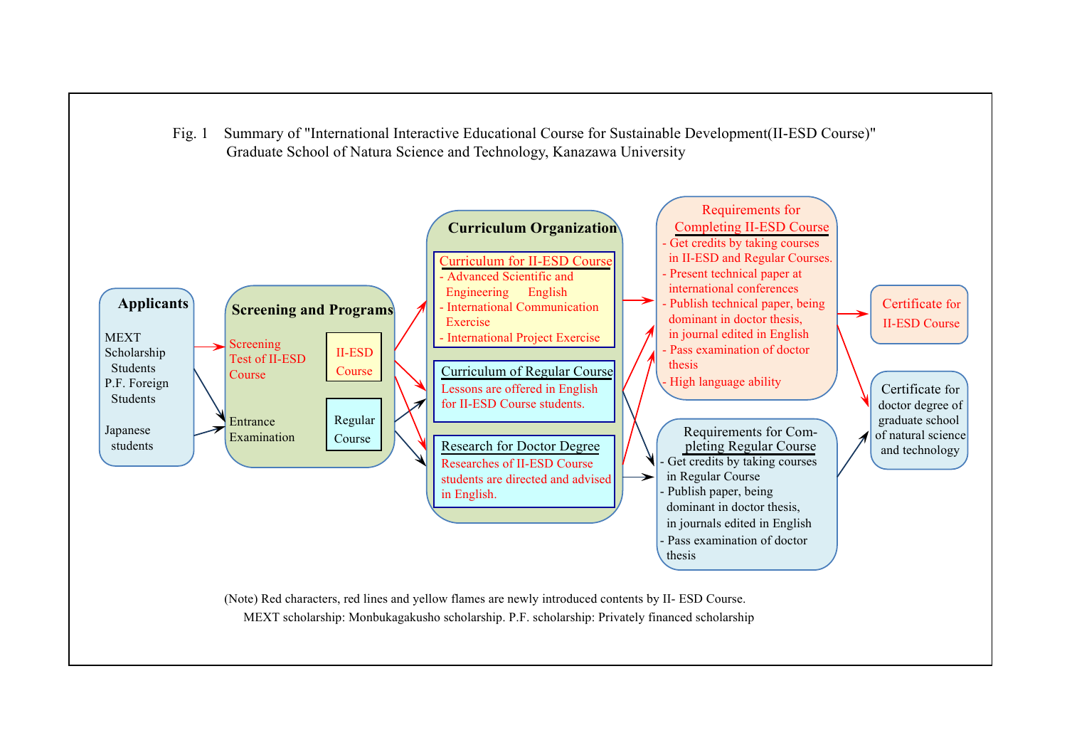Fig. 1 Summary of "International Interactive Educational Course for Sustainable Development(II-ESD Course)"
Graduate School of Natura Science and Technology, Kanazawa University

**Applicants**

MEXT Scholarship Students
P.F. Foreign Students

Japanese students

**Screening and Programs**

Screening Test of II-ESD Course

II-ESD Course

Entrance Examination

Regular Course

**Curriculum Organization**

Curriculum for II-ESD Course
- Advanced Scientific and Engineering English
- International Communication Exercise
- International Project Exercise

Curriculum of Regular Course
Lessons are offered in English for II-ESD Course students.

Research for Doctor Degree
Researches of II-ESD Course students are directed and advised in English.

Requirements for Completing II-ESD Course
- Get credits by taking courses in II-ESD and Regular Courses.
- Present technical paper at international conferences
- Publish technical paper, being dominant in doctor thesis, in journal edited in English
- Pass examination of doctor thesis
- High language ability

Requirements for Completing Regular Course
- Get credits by taking courses in Regular Course
- Publish paper, being dominant in doctor thesis, in journals edited in English
- Pass examination of doctor thesis

Certificate for II-ESD Course

Certificate for doctor degree of graduate school of natural science and technology

(Note) Red characters, red lines and yellow flames are newly introduced contents by II- ESD Course.
MEXT scholarship: Monbukagakusho scholarship. P.F. scholarship: Privately financed scholarship